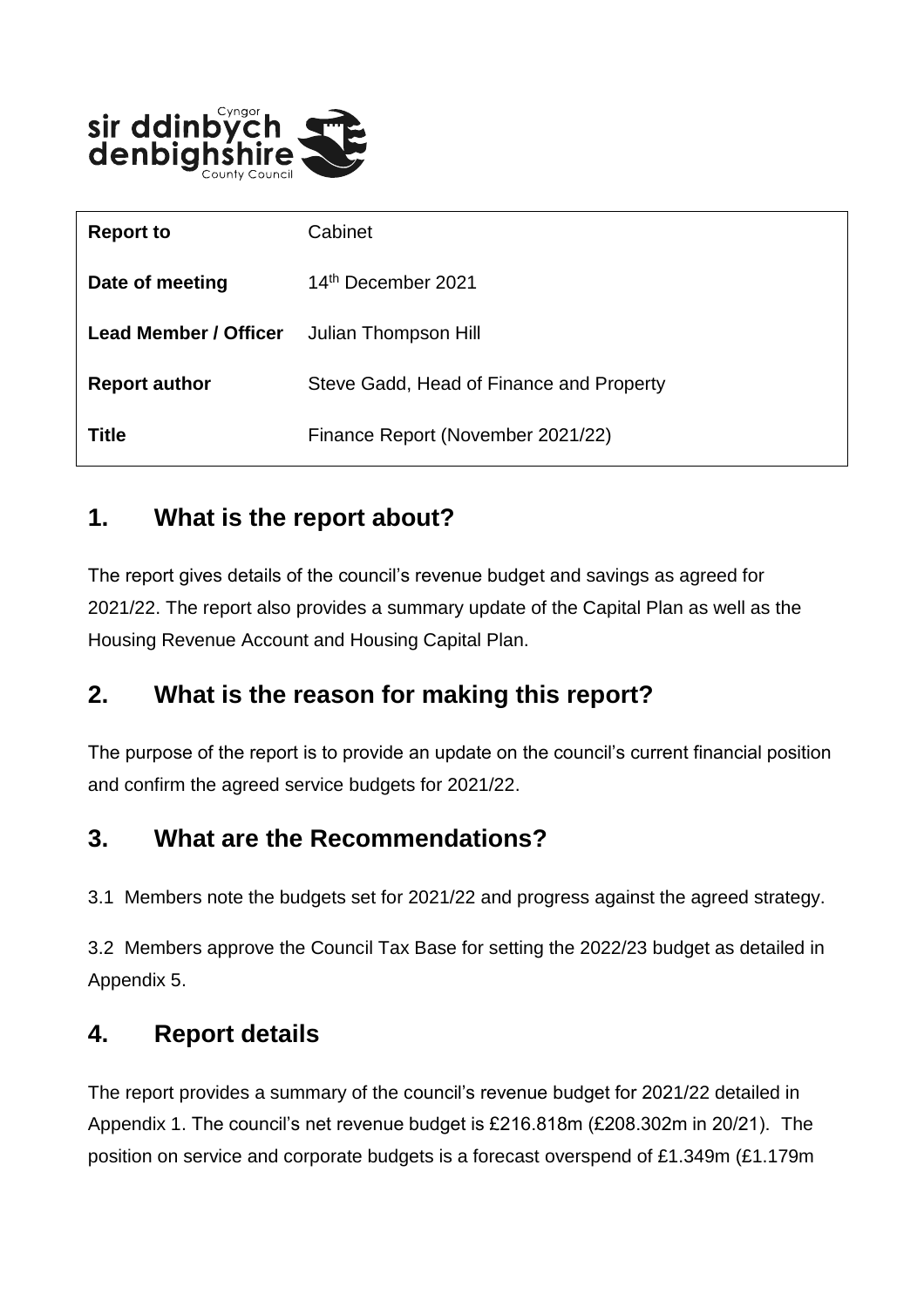| Report to | Cabinet |
|---|---|
| Date of meeting | 14th December 2021 |
| Lead Member / Officer | Julian Thompson Hill |
| Report author | Steve Gadd, Head of Finance and Property |
| Title | Finance Report (November 2021/22) |

## 1. What is the report about?

The report gives details of the council's revenue budget and savings as agreed for 2021/22. The report also provides a summary update of the Capital Plan as well as the Housing Revenue Account and Housing Capital Plan.

## 2. What is the reason for making this report?

The purpose of the report is to provide an update on the council's current financial position and confirm the agreed service budgets for 2021/22.

## 3. What are the Recommendations?

3.1 Members note the budgets set for 2021/22 and progress against the agreed strategy.

3.2 Members approve the Council Tax Base for setting the 2022/23 budget as detailed in Appendix 5.

## 4. Report details

The report provides a summary of the council's revenue budget for 2021/22 detailed in Appendix 1. The council's net revenue budget is £216.818m (£208.302m in 20/21). The position on service and corporate budgets is a forecast overspend of £1.349m (£1.179m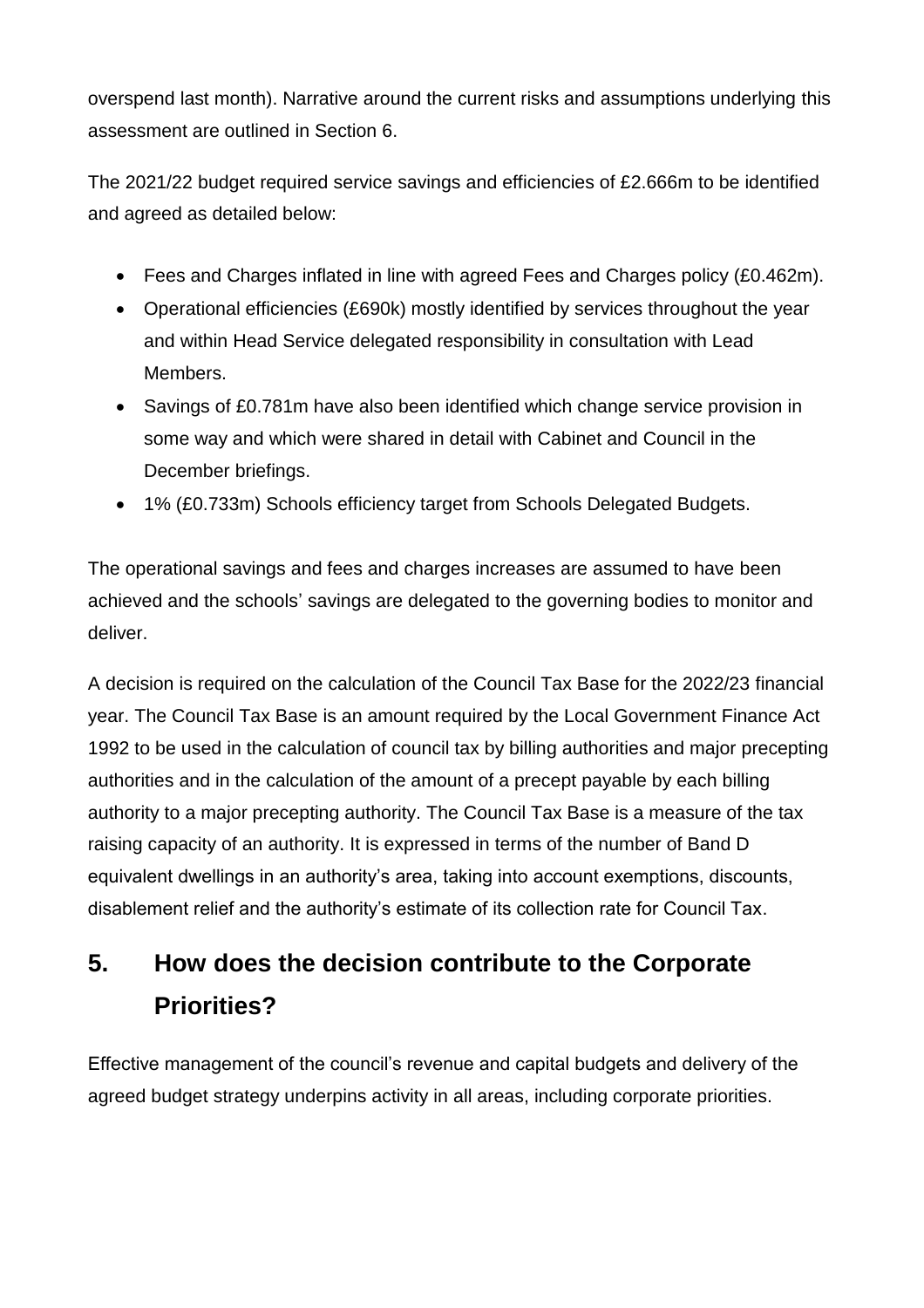overspend last month). Narrative around the current risks and assumptions underlying this assessment are outlined in Section 6.

The 2021/22 budget required service savings and efficiencies of £2.666m to be identified and agreed as detailed below:

- Fees and Charges inflated in line with agreed Fees and Charges policy (£0.462m).
- Operational efficiencies (£690k) mostly identified by services throughout the year and within Head Service delegated responsibility in consultation with Lead Members.
- Savings of £0.781m have also been identified which change service provision in some way and which were shared in detail with Cabinet and Council in the December briefings.
- 1% (£0.733m) Schools efficiency target from Schools Delegated Budgets.

The operational savings and fees and charges increases are assumed to have been achieved and the schools' savings are delegated to the governing bodies to monitor and deliver.

A decision is required on the calculation of the Council Tax Base for the 2022/23 financial year. The Council Tax Base is an amount required by the Local Government Finance Act 1992 to be used in the calculation of council tax by billing authorities and major precepting authorities and in the calculation of the amount of a precept payable by each billing authority to a major precepting authority. The Council Tax Base is a measure of the tax raising capacity of an authority. It is expressed in terms of the number of Band D equivalent dwellings in an authority's area, taking into account exemptions, discounts, disablement relief and the authority's estimate of its collection rate for Council Tax.

## 5. How does the decision contribute to the Corporate Priorities?

Effective management of the council's revenue and capital budgets and delivery of the agreed budget strategy underpins activity in all areas, including corporate priorities.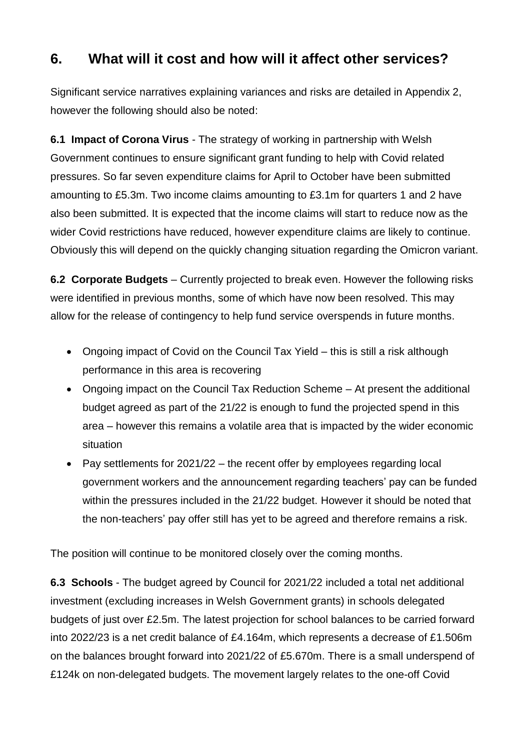## 6. What will it cost and how will it affect other services?

Significant service narratives explaining variances and risks are detailed in Appendix 2, however the following should also be noted:

**6.1 Impact of Corona Virus** - The strategy of working in partnership with Welsh Government continues to ensure significant grant funding to help with Covid related pressures. So far seven expenditure claims for April to October have been submitted amounting to £5.3m. Two income claims amounting to £3.1m for quarters 1 and 2 have also been submitted. It is expected that the income claims will start to reduce now as the wider Covid restrictions have reduced, however expenditure claims are likely to continue. Obviously this will depend on the quickly changing situation regarding the Omicron variant.

**6.2 Corporate Budgets** – Currently projected to break even. However the following risks were identified in previous months, some of which have now been resolved. This may allow for the release of contingency to help fund service overspends in future months.

- Ongoing impact of Covid on the Council Tax Yield – this is still a risk although performance in this area is recovering
- Ongoing impact on the Council Tax Reduction Scheme – At present the additional budget agreed as part of the 21/22 is enough to fund the projected spend in this area – however this remains a volatile area that is impacted by the wider economic situation
- Pay settlements for 2021/22 – the recent offer by employees regarding local government workers and the announcement regarding teachers' pay can be funded within the pressures included in the 21/22 budget. However it should be noted that the non-teachers' pay offer still has yet to be agreed and therefore remains a risk.

The position will continue to be monitored closely over the coming months.

**6.3 Schools** - The budget agreed by Council for 2021/22 included a total net additional investment (excluding increases in Welsh Government grants) in schools delegated budgets of just over £2.5m. The latest projection for school balances to be carried forward into 2022/23 is a net credit balance of £4.164m, which represents a decrease of £1.506m on the balances brought forward into 2021/22 of £5.670m. There is a small underspend of £124k on non-delegated budgets. The movement largely relates to the one-off Covid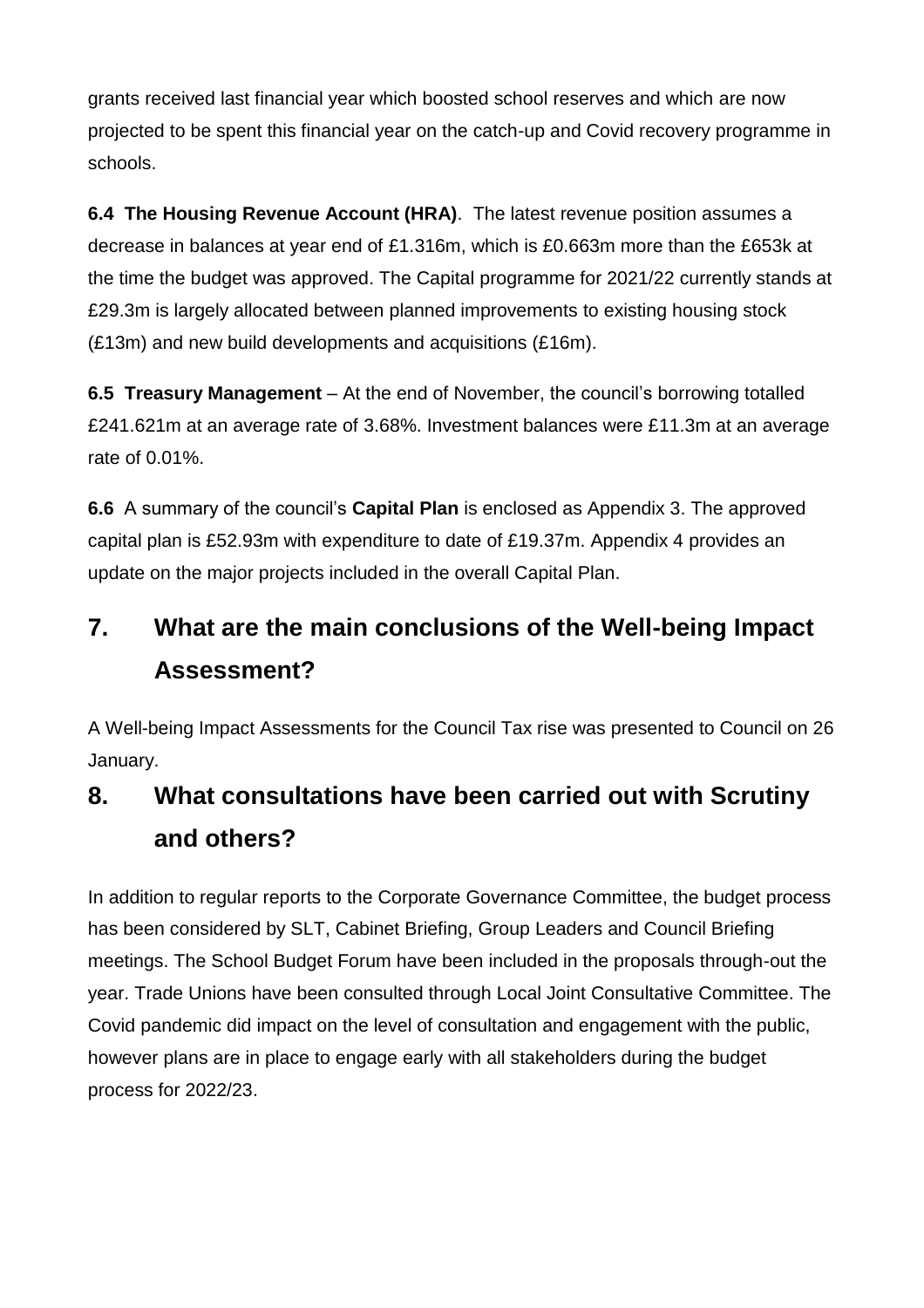grants received last financial year which boosted school reserves and which are now projected to be spent this financial year on the catch-up and Covid recovery programme in schools.

**6.4 The Housing Revenue Account (HRA)**. The latest revenue position assumes a decrease in balances at year end of £1.316m, which is £0.663m more than the £653k at the time the budget was approved. The Capital programme for 2021/22 currently stands at £29.3m is largely allocated between planned improvements to existing housing stock (£13m) and new build developments and acquisitions (£16m).

**6.5 Treasury Management** – At the end of November, the council's borrowing totalled £241.621m at an average rate of 3.68%. Investment balances were £11.3m at an average rate of 0.01%.

**6.6** A summary of the council's **Capital Plan** is enclosed as Appendix 3. The approved capital plan is £52.93m with expenditure to date of £19.37m. Appendix 4 provides an update on the major projects included in the overall Capital Plan.

## 7. What are the main conclusions of the Well-being Impact Assessment?

A Well-being Impact Assessments for the Council Tax rise was presented to Council on 26 January.

## 8. What consultations have been carried out with Scrutiny and others?

In addition to regular reports to the Corporate Governance Committee, the budget process has been considered by SLT, Cabinet Briefing, Group Leaders and Council Briefing meetings. The School Budget Forum have been included in the proposals through-out the year. Trade Unions have been consulted through Local Joint Consultative Committee. The Covid pandemic did impact on the level of consultation and engagement with the public, however plans are in place to engage early with all stakeholders during the budget process for 2022/23.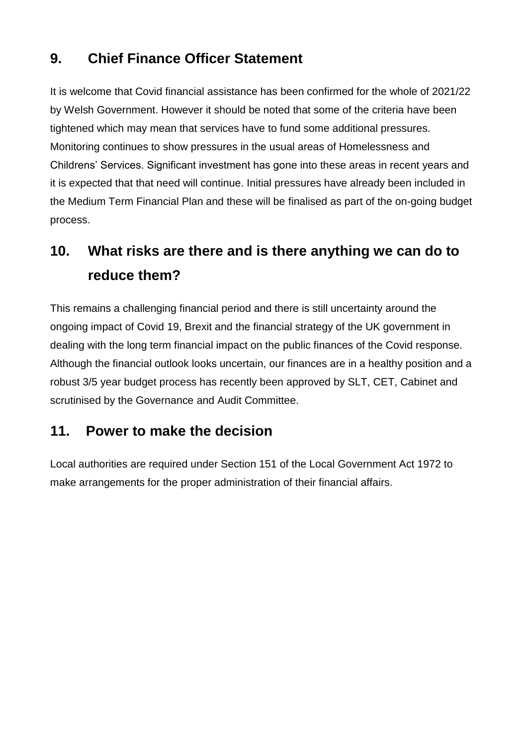## 9. Chief Finance Officer Statement

It is welcome that Covid financial assistance has been confirmed for the whole of 2021/22 by Welsh Government. However it should be noted that some of the criteria have been tightened which may mean that services have to fund some additional pressures. Monitoring continues to show pressures in the usual areas of Homelessness and Childrens' Services. Significant investment has gone into these areas in recent years and it is expected that that need will continue. Initial pressures have already been included in the Medium Term Financial Plan and these will be finalised as part of the on-going budget process.

## 10. What risks are there and is there anything we can do to reduce them?

This remains a challenging financial period and there is still uncertainty around the ongoing impact of Covid 19, Brexit and the financial strategy of the UK government in dealing with the long term financial impact on the public finances of the Covid response. Although the financial outlook looks uncertain, our finances are in a healthy position and a robust 3/5 year budget process has recently been approved by SLT, CET, Cabinet and scrutinised by the Governance and Audit Committee.

## 11. Power to make the decision

Local authorities are required under Section 151 of the Local Government Act 1972 to make arrangements for the proper administration of their financial affairs.